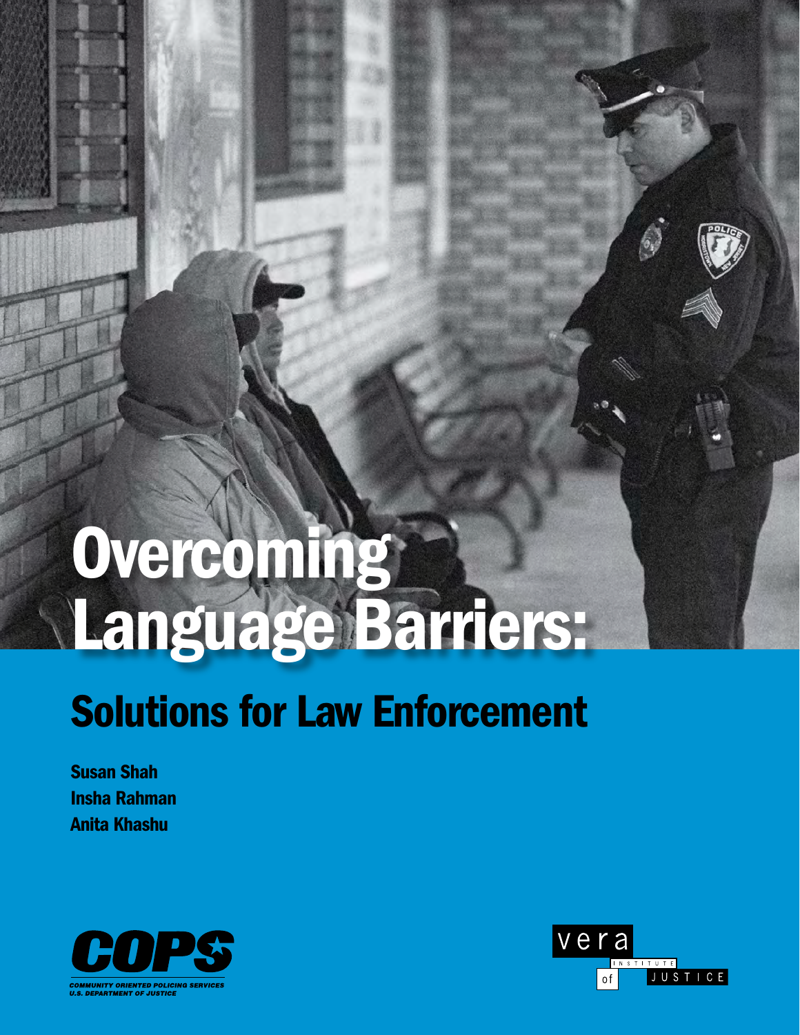# Overcoming Language Barriers:

## Solutions for Law Enforcement

**Susan Shah**
**Insha Rahman**
**Anita Khashu**

COPS
COMMUNITY ORIENTED POLICING SERVICES
U.S. DEPARTMENT OF JUSTICE

vera INSTITUTE of JUSTICE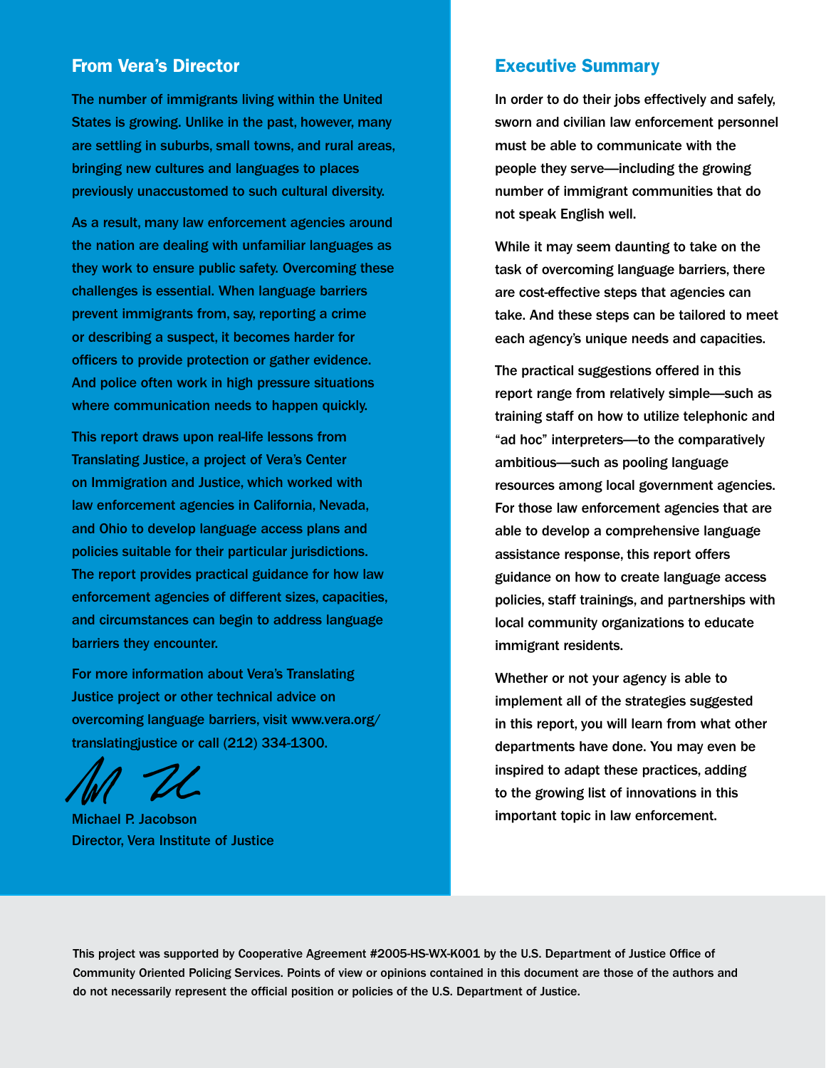## From Vera's Director

The number of immigrants living within the United States is growing. Unlike in the past, however, many are settling in suburbs, small towns, and rural areas, bringing new cultures and languages to places previously unaccustomed to such cultural diversity.

As a result, many law enforcement agencies around the nation are dealing with unfamiliar languages as they work to ensure public safety. Overcoming these challenges is essential. When language barriers prevent immigrants from, say, reporting a crime or describing a suspect, it becomes harder for officers to provide protection or gather evidence. And police often work in high pressure situations where communication needs to happen quickly.

This report draws upon real-life lessons from Translating Justice, a project of Vera's Center on Immigration and Justice, which worked with law enforcement agencies in California, Nevada, and Ohio to develop language access plans and policies suitable for their particular jurisdictions. The report provides practical guidance for how law enforcement agencies of different sizes, capacities, and circumstances can begin to address language barriers they encounter.

For more information about Vera's Translating Justice project or other technical advice on overcoming language barriers, visit www.vera.org/translatingjustice or call (212) 334-1300.

Michael P. Jacobson
Director, Vera Institute of Justice

## Executive Summary

In order to do their jobs effectively and safely, sworn and civilian law enforcement personnel must be able to communicate with the people they serve—including the growing number of immigrant communities that do not speak English well.

While it may seem daunting to take on the task of overcoming language barriers, there are cost-effective steps that agencies can take. And these steps can be tailored to meet each agency's unique needs and capacities.

The practical suggestions offered in this report range from relatively simple—such as training staff on how to utilize telephonic and "ad hoc" interpreters—to the comparatively ambitious—such as pooling language resources among local government agencies. For those law enforcement agencies that are able to develop a comprehensive language assistance response, this report offers guidance on how to create language access policies, staff trainings, and partnerships with local community organizations to educate immigrant residents.

Whether or not your agency is able to implement all of the strategies suggested in this report, you will learn from what other departments have done. You may even be inspired to adapt these practices, adding to the growing list of innovations in this important topic in law enforcement.

This project was supported by Cooperative Agreement #2005-HS-WX-K001 by the U.S. Department of Justice Office of Community Oriented Policing Services. Points of view or opinions contained in this document are those of the authors and do not necessarily represent the official position or policies of the U.S. Department of Justice.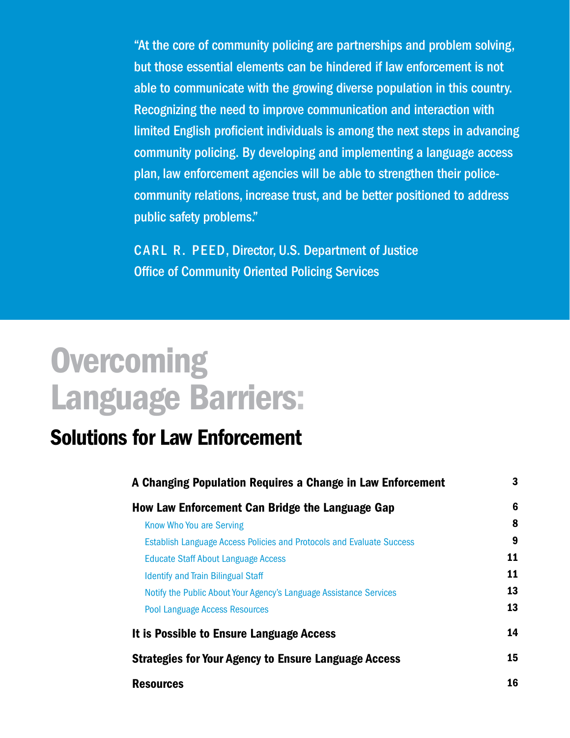> "At the core of community policing are partnerships and problem solving, but those essential elements can be hindered if law enforcement is not able to communicate with the growing diverse population in this country. Recognizing the need to improve communication and interaction with limited English proficient individuals is among the next steps in advancing community policing. By developing and implementing a language access plan, law enforcement agencies will be able to strengthen their police-community relations, increase trust, and be better positioned to address public safety problems."
>
> CARL R. PEED, Director, U.S. Department of Justice
> Office of Community Oriented Policing Services

# Overcoming Language Barriers:

## Solutions for Law Enforcement

| | |
|---|---|
| **A Changing Population Requires a Change in Law Enforcement** | **3** |
| **How Law Enforcement Can Bridge the Language Gap** | **6** |
| Know Who You are Serving | **8** |
| Establish Language Access Policies and Protocols and Evaluate Success | **9** |
| Educate Staff About Language Access | **11** |
| Identify and Train Bilingual Staff | **11** |
| Notify the Public About Your Agency's Language Assistance Services | **13** |
| Pool Language Access Resources | **13** |
| **It is Possible to Ensure Language Access** | **14** |
| **Strategies for Your Agency to Ensure Language Access** | **15** |
| **Resources** | **16** |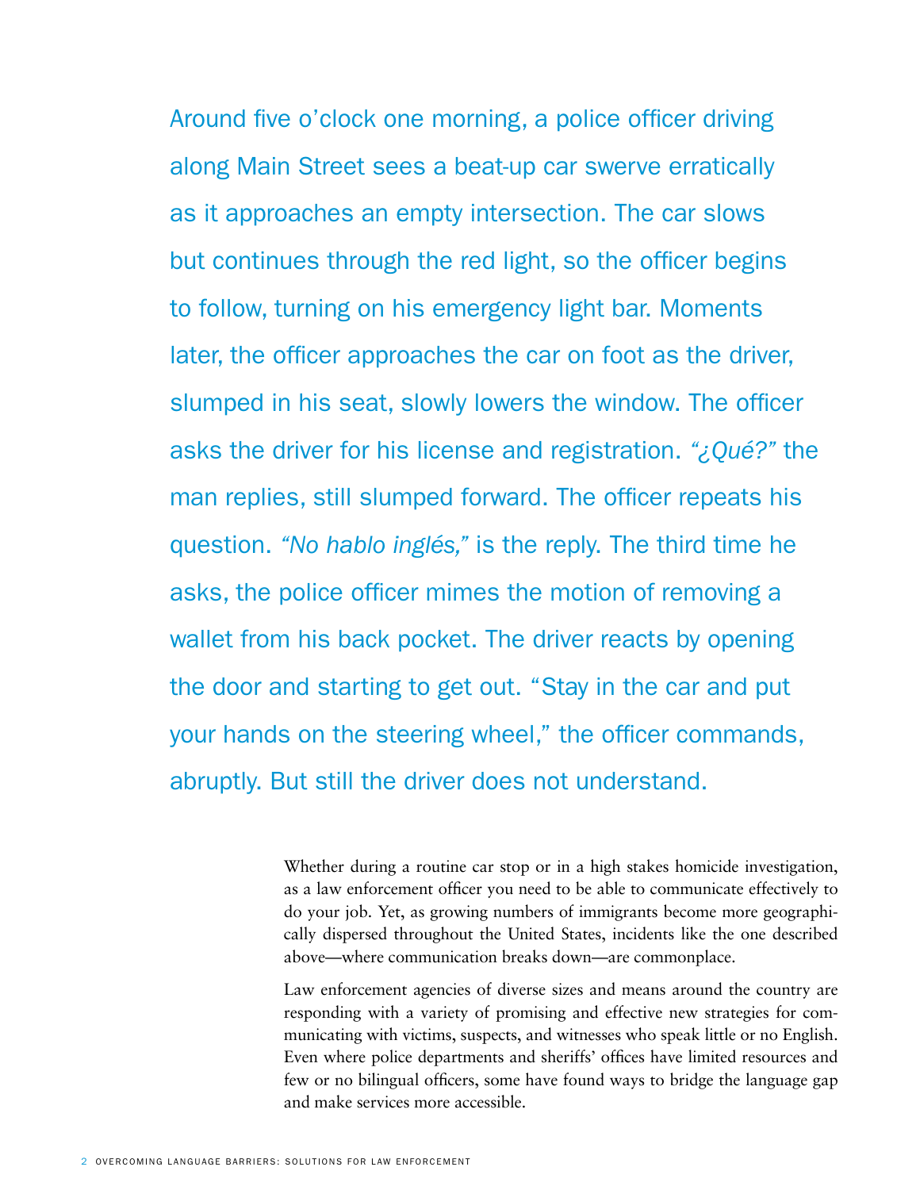Around five o'clock one morning, a police officer driving along Main Street sees a beat-up car swerve erratically as it approaches an empty intersection. The car slows but continues through the red light, so the officer begins to follow, turning on his emergency light bar. Moments later, the officer approaches the car on foot as the driver, slumped in his seat, slowly lowers the window. The officer asks the driver for his license and registration. *"¿Qué?"* the man replies, still slumped forward. The officer repeats his question. *"No hablo inglés,"* is the reply. The third time he asks, the police officer mimes the motion of removing a wallet from his back pocket. The driver reacts by opening the door and starting to get out. "Stay in the car and put your hands on the steering wheel," the officer commands, abruptly. But still the driver does not understand.

Whether during a routine car stop or in a high stakes homicide investigation, as a law enforcement officer you need to be able to communicate effectively to do your job. Yet, as growing numbers of immigrants become more geographically dispersed throughout the United States, incidents like the one described above—where communication breaks down—are commonplace.

Law enforcement agencies of diverse sizes and means around the country are responding with a variety of promising and effective new strategies for communicating with victims, suspects, and witnesses who speak little or no English. Even where police departments and sheriffs' offices have limited resources and few or no bilingual officers, some have found ways to bridge the language gap and make services more accessible.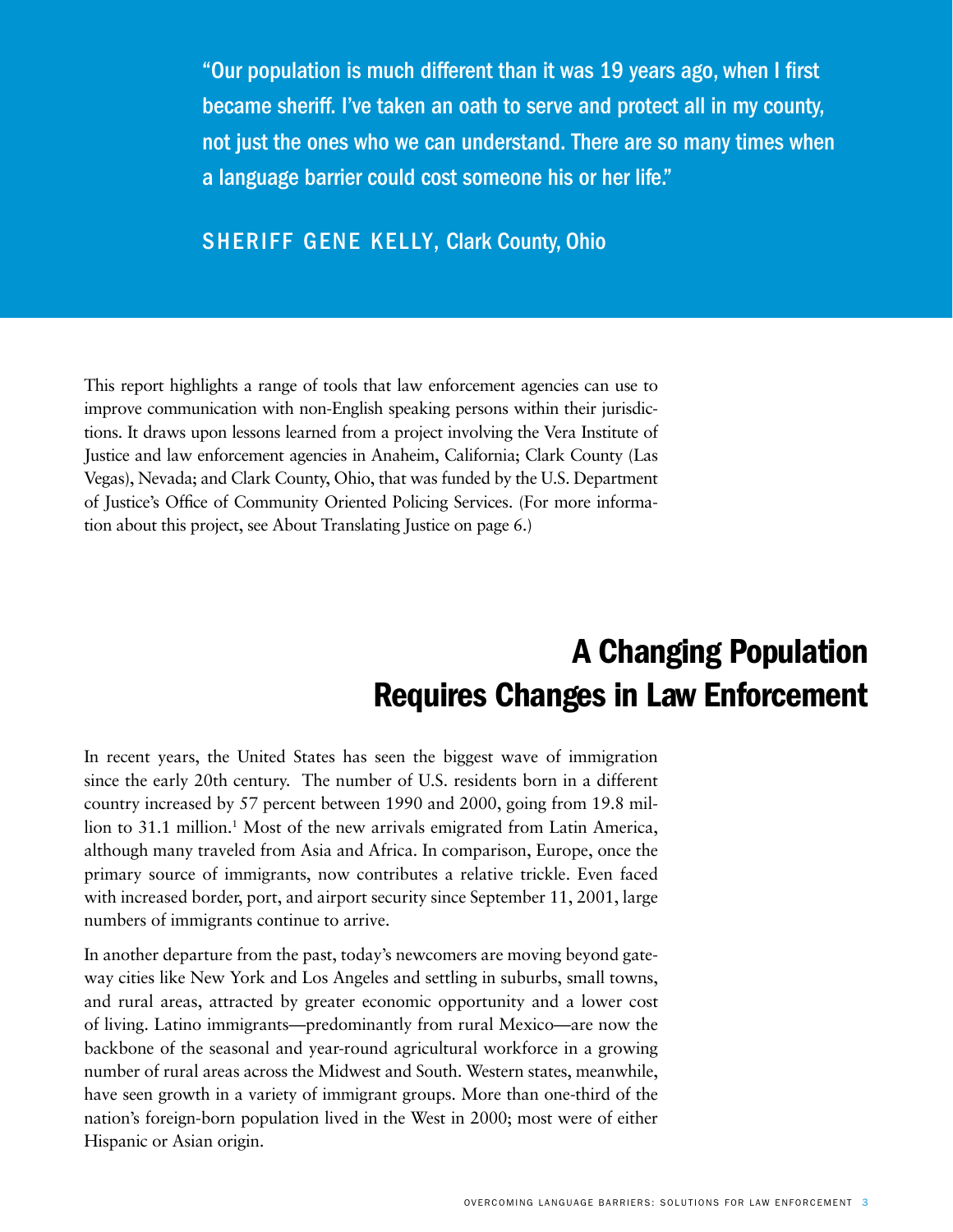> "Our population is much different than it was 19 years ago, when I first became sheriff. I've taken an oath to serve and protect all in my county, not just the ones who we can understand. There are so many times when a language barrier could cost someone his or her life."
>
> SHERIFF GENE KELLY, Clark County, Ohio

This report highlights a range of tools that law enforcement agencies can use to improve communication with non-English speaking persons within their jurisdictions. It draws upon lessons learned from a project involving the Vera Institute of Justice and law enforcement agencies in Anaheim, California; Clark County (Las Vegas), Nevada; and Clark County, Ohio, that was funded by the U.S. Department of Justice's Office of Community Oriented Policing Services. (For more information about this project, see About Translating Justice on page 6.)

## A Changing Population Requires Changes in Law Enforcement

In recent years, the United States has seen the biggest wave of immigration since the early 20th century. The number of U.S. residents born in a different country increased by 57 percent between 1990 and 2000, going from 19.8 million to 31.1 million.[1] Most of the new arrivals emigrated from Latin America, although many traveled from Asia and Africa. In comparison, Europe, once the primary source of immigrants, now contributes a relative trickle. Even faced with increased border, port, and airport security since September 11, 2001, large numbers of immigrants continue to arrive.

In another departure from the past, today's newcomers are moving beyond gateway cities like New York and Los Angeles and settling in suburbs, small towns, and rural areas, attracted by greater economic opportunity and a lower cost of living. Latino immigrants—predominantly from rural Mexico—are now the backbone of the seasonal and year-round agricultural workforce in a growing number of rural areas across the Midwest and South. Western states, meanwhile, have seen growth in a variety of immigrant groups. More than one-third of the nation's foreign-born population lived in the West in 2000; most were of either Hispanic or Asian origin.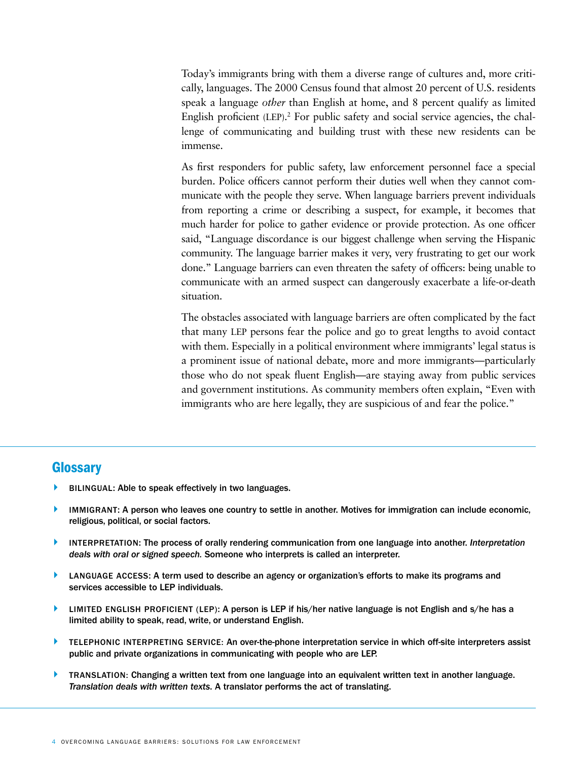Today's immigrants bring with them a diverse range of cultures and, more critically, languages. The 2000 Census found that almost 20 percent of U.S. residents speak a language *other* than English at home, and 8 percent qualify as limited English proficient (LEP).[2] For public safety and social service agencies, the challenge of communicating and building trust with these new residents can be immense.

As first responders for public safety, law enforcement personnel face a special burden. Police officers cannot perform their duties well when they cannot communicate with the people they serve. When language barriers prevent individuals from reporting a crime or describing a suspect, for example, it becomes that much harder for police to gather evidence or provide protection. As one officer said, "Language discordance is our biggest challenge when serving the Hispanic community. The language barrier makes it very, very frustrating to get our work done." Language barriers can even threaten the safety of officers: being unable to communicate with an armed suspect can dangerously exacerbate a life-or-death situation.

The obstacles associated with language barriers are often complicated by the fact that many LEP persons fear the police and go to great lengths to avoid contact with them. Especially in a political environment where immigrants' legal status is a prominent issue of national debate, more and more immigrants—particularly those who do not speak fluent English—are staying away from public services and government institutions. As community members often explain, "Even with immigrants who are here legally, they are suspicious of and fear the police."

## Glossary

- **BILINGUAL:** Able to speak effectively in two languages.
- **IMMIGRANT:** A person who leaves one country to settle in another. Motives for immigration can include economic, religious, political, or social factors.
- **INTERPRETATION:** The process of orally rendering communication from one language into another. *Interpretation deals with oral or signed speech.* Someone who interprets is called an interpreter.
- **LANGUAGE ACCESS:** A term used to describe an agency or organization's efforts to make its programs and services accessible to LEP individuals.
- **LIMITED ENGLISH PROFICIENT (LEP):** A person is LEP if his/her native language is not English and s/he has a limited ability to speak, read, write, or understand English.
- **TELEPHONIC INTERPRETING SERVICE:** An over-the-phone interpretation service in which off-site interpreters assist public and private organizations in communicating with people who are LEP.
- **TRANSLATION:** Changing a written text from one language into an equivalent written text in another language. *Translation deals with written texts.* A translator performs the act of translating.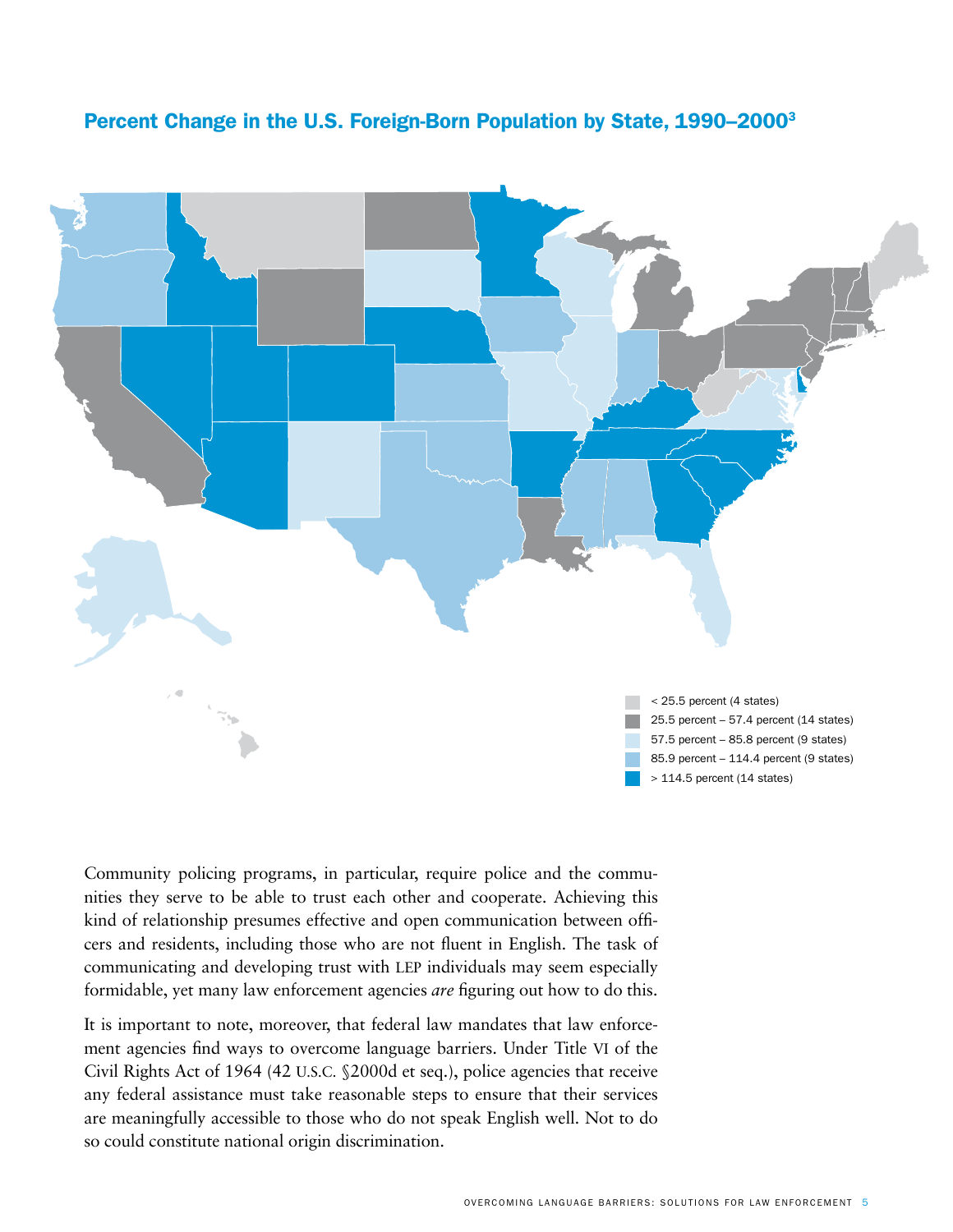## Percent Change in the U.S. Foreign-Born Population by State, 1990–2000[3]

- < 25.5 percent (4 states)
- 25.5 percent – 57.4 percent (14 states)
- 57.5 percent – 85.8 percent (9 states)
- 85.9 percent – 114.4 percent (9 states)
- > 114.5 percent (14 states)

Community policing programs, in particular, require police and the communities they serve to be able to trust each other and cooperate. Achieving this kind of relationship presumes effective and open communication between officers and residents, including those who are not fluent in English. The task of communicating and developing trust with LEP individuals may seem especially formidable, yet many law enforcement agencies *are* figuring out how to do this.

It is important to note, moreover, that federal law mandates that law enforcement agencies find ways to overcome language barriers. Under Title VI of the Civil Rights Act of 1964 (42 U.S.C. §2000d et seq.), police agencies that receive any federal assistance must take reasonable steps to ensure that their services are meaningfully accessible to those who do not speak English well. Not to do so could constitute national origin discrimination.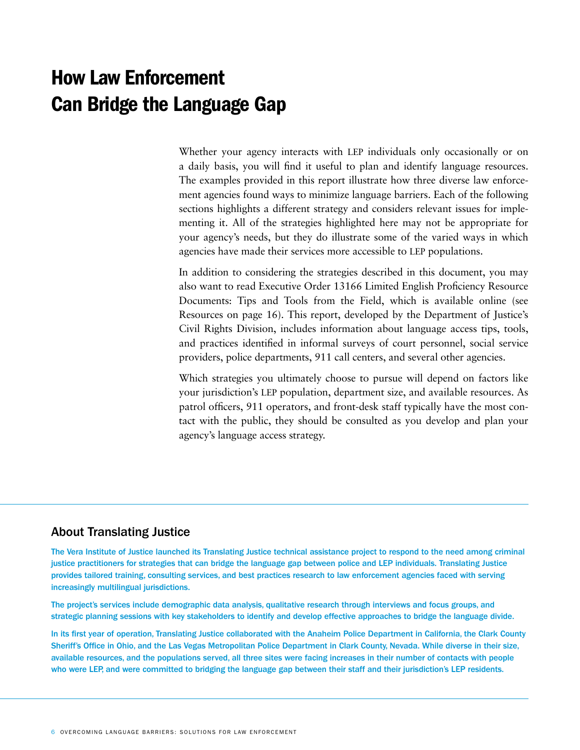# How Law Enforcement Can Bridge the Language Gap

Whether your agency interacts with LEP individuals only occasionally or on a daily basis, you will find it useful to plan and identify language resources. The examples provided in this report illustrate how three diverse law enforcement agencies found ways to minimize language barriers. Each of the following sections highlights a different strategy and considers relevant issues for implementing it. All of the strategies highlighted here may not be appropriate for your agency's needs, but they do illustrate some of the varied ways in which agencies have made their services more accessible to LEP populations.

In addition to considering the strategies described in this document, you may also want to read Executive Order 13166 Limited English Proficiency Resource Documents: Tips and Tools from the Field, which is available online (see Resources on page 16). This report, developed by the Department of Justice's Civil Rights Division, includes information about language access tips, tools, and practices identified in informal surveys of court personnel, social service providers, police departments, 911 call centers, and several other agencies.

Which strategies you ultimately choose to pursue will depend on factors like your jurisdiction's LEP population, department size, and available resources. As patrol officers, 911 operators, and front-desk staff typically have the most contact with the public, they should be consulted as you develop and plan your agency's language access strategy.

## About Translating Justice

The Vera Institute of Justice launched its Translating Justice technical assistance project to respond to the need among criminal justice practitioners for strategies that can bridge the language gap between police and LEP individuals. Translating Justice provides tailored training, consulting services, and best practices research to law enforcement agencies faced with serving increasingly multilingual jurisdictions.

The project's services include demographic data analysis, qualitative research through interviews and focus groups, and strategic planning sessions with key stakeholders to identify and develop effective approaches to bridge the language divide.

In its first year of operation, Translating Justice collaborated with the Anaheim Police Department in California, the Clark County Sheriff's Office in Ohio, and the Las Vegas Metropolitan Police Department in Clark County, Nevada. While diverse in their size, available resources, and the populations served, all three sites were facing increases in their number of contacts with people who were LEP, and were committed to bridging the language gap between their staff and their jurisdiction's LEP residents.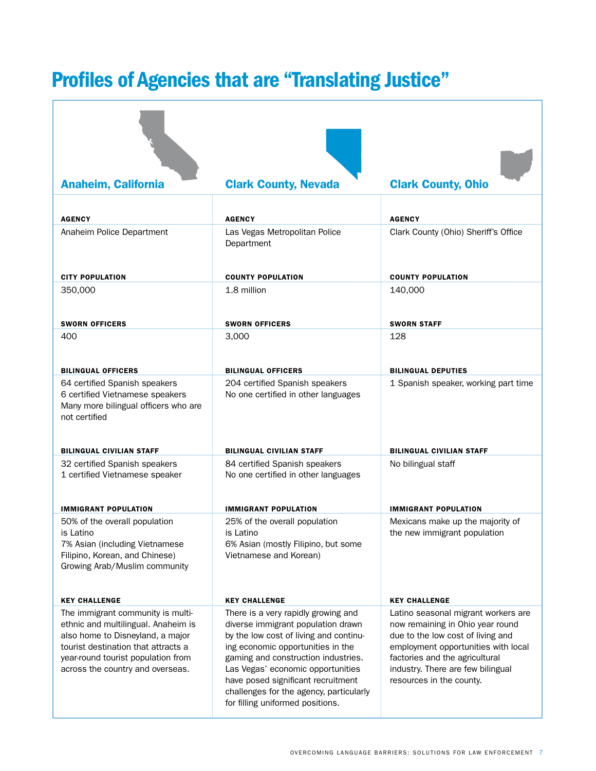# Profiles of Agencies that are "Translating Justice"

| | Anaheim, California | Clark County, Nevada | Clark County, Ohio |
|---|---|---|---|
| **AGENCY** | Anaheim Police Department | Las Vegas Metropolitan Police Department | Clark County (Ohio) Sheriff's Office |
| **CITY POPULATION / COUNTY POPULATION** | City population: 350,000 | County population: 1.8 million | County population: 140,000 |
| **SWORN OFFICERS / SWORN STAFF** | Sworn officers: 400 | Sworn officers: 3,000 | Sworn staff: 128 |
| **BILINGUAL OFFICERS / BILINGUAL DEPUTIES** | Bilingual officers: 64 certified Spanish speakers<br>6 certified Vietnamese speakers<br>Many more bilingual officers who are not certified | Bilingual officers: 204 certified Spanish speakers<br>No one certified in other languages | Bilingual deputies: 1 Spanish speaker, working part time |
| **BILINGUAL CIVILIAN STAFF** | 32 certified Spanish speakers<br>1 certified Vietnamese speaker | 84 certified Spanish speakers<br>No one certified in other languages | No bilingual staff |
| **IMMIGRANT POPULATION** | 50% of the overall population is Latino<br>7% Asian (including Vietnamese Filipino, Korean, and Chinese)<br>Growing Arab/Muslim community | 25% of the overall population is Latino<br>6% Asian (mostly Filipino, but some Vietnamese and Korean) | Mexicans make up the majority of the new immigrant population |
| **KEY CHALLENGE** | The immigrant community is multi-ethnic and multilingual. Anaheim is also home to Disneyland, a major tourist destination that attracts a year-round tourist population from across the country and overseas. | There is a very rapidly growing and diverse immigrant population drawn by the low cost of living and continuing economic opportunities in the gaming and construction industries. Las Vegas' economic opportunities have posed significant recruitment challenges for the agency, particularly for filling uniformed positions. | Latino seasonal migrant workers are now remaining in Ohio year round due to the low cost of living and employment opportunities with local factories and the agricultural industry. There are few bilingual resources in the county. |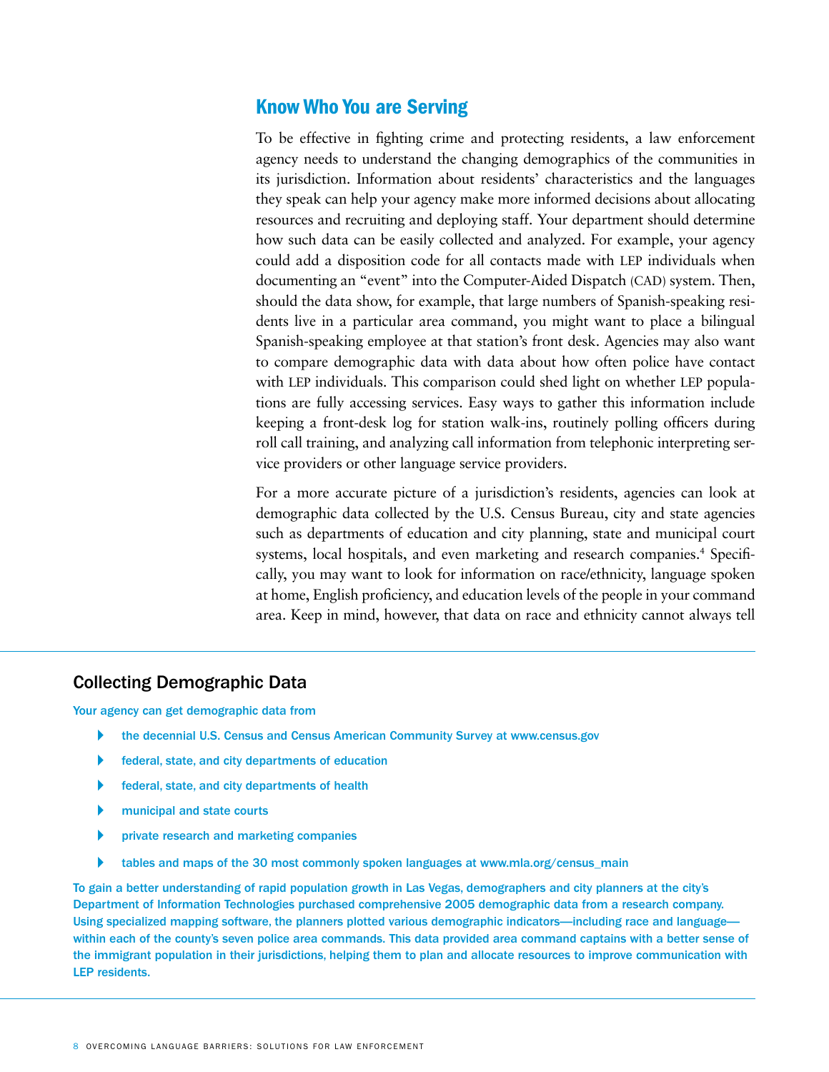## Know Who You are Serving

To be effective in fighting crime and protecting residents, a law enforcement agency needs to understand the changing demographics of the communities in its jurisdiction. Information about residents' characteristics and the languages they speak can help your agency make more informed decisions about allocating resources and recruiting and deploying staff. Your department should determine how such data can be easily collected and analyzed. For example, your agency could add a disposition code for all contacts made with LEP individuals when documenting an "event" into the Computer-Aided Dispatch (CAD) system. Then, should the data show, for example, that large numbers of Spanish-speaking residents live in a particular area command, you might want to place a bilingual Spanish-speaking employee at that station's front desk. Agencies may also want to compare demographic data with data about how often police have contact with LEP individuals. This comparison could shed light on whether LEP populations are fully accessing services. Easy ways to gather this information include keeping a front-desk log for station walk-ins, routinely polling officers during roll call training, and analyzing call information from telephonic interpreting service providers or other language service providers.

For a more accurate picture of a jurisdiction's residents, agencies can look at demographic data collected by the U.S. Census Bureau, city and state agencies such as departments of education and city planning, state and municipal court systems, local hospitals, and even marketing and research companies.[4] Specifically, you may want to look for information on race/ethnicity, language spoken at home, English proficiency, and education levels of the people in your command area. Keep in mind, however, that data on race and ethnicity cannot always tell

### Collecting Demographic Data

Your agency can get demographic data from

- the decennial U.S. Census and Census American Community Survey at www.census.gov
- federal, state, and city departments of education
- federal, state, and city departments of health
- municipal and state courts
- private research and marketing companies
- tables and maps of the 30 most commonly spoken languages at www.mla.org/census_main

To gain a better understanding of rapid population growth in Las Vegas, demographers and city planners at the city's Department of Information Technologies purchased comprehensive 2005 demographic data from a research company. Using specialized mapping software, the planners plotted various demographic indicators—including race and language—within each of the county's seven police area commands. This data provided area command captains with a better sense of the immigrant population in their jurisdictions, helping them to plan and allocate resources to improve communication with LEP residents.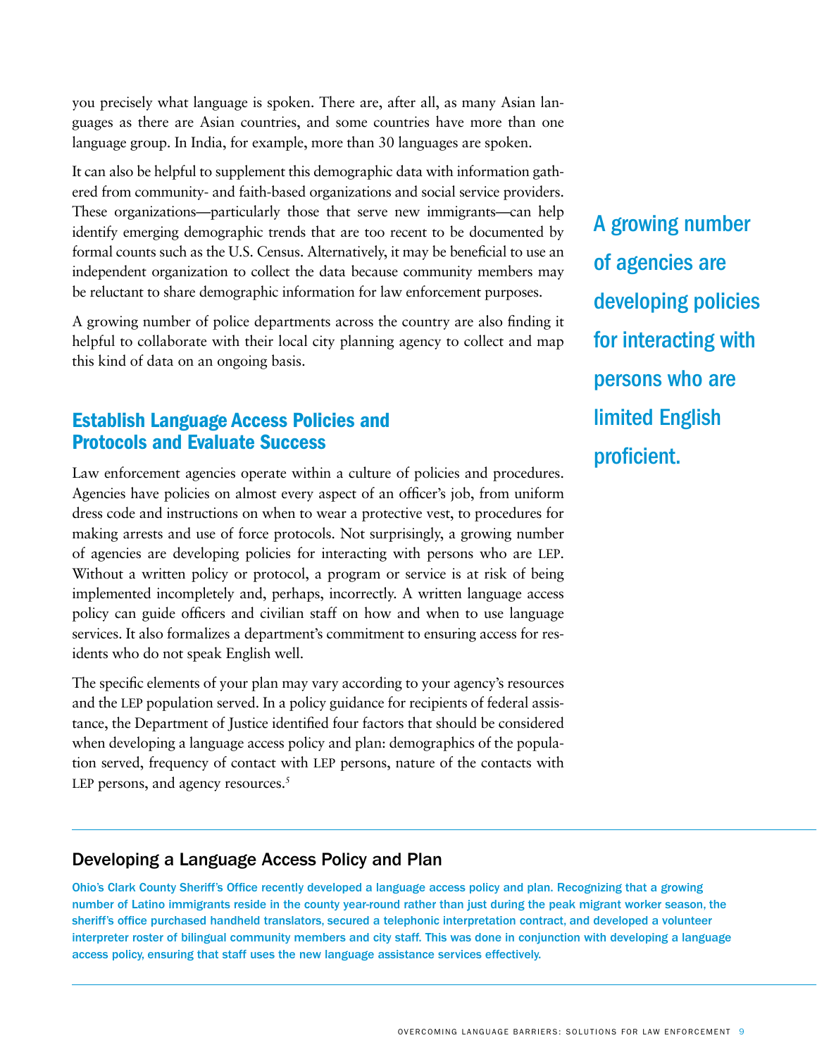you precisely what language is spoken. There are, after all, as many Asian languages as there are Asian countries, and some countries have more than one language group. In India, for example, more than 30 languages are spoken.

It can also be helpful to supplement this demographic data with information gathered from community- and faith-based organizations and social service providers. These organizations—particularly those that serve new immigrants—can help identify emerging demographic trends that are too recent to be documented by formal counts such as the U.S. Census. Alternatively, it may be beneficial to use an independent organization to collect the data because community members may be reluctant to share demographic information for law enforcement purposes.

A growing number of police departments across the country are also finding it helpful to collaborate with their local city planning agency to collect and map this kind of data on an ongoing basis.

**A growing number of agencies are developing policies for interacting with persons who are limited English proficient.**

## Establish Language Access Policies and Protocols and Evaluate Success

Law enforcement agencies operate within a culture of policies and procedures. Agencies have policies on almost every aspect of an officer's job, from uniform dress code and instructions on when to wear a protective vest, to procedures for making arrests and use of force protocols. Not surprisingly, a growing number of agencies are developing policies for interacting with persons who are LEP. Without a written policy or protocol, a program or service is at risk of being implemented incompletely and, perhaps, incorrectly. A written language access policy can guide officers and civilian staff on how and when to use language services. It also formalizes a department's commitment to ensuring access for residents who do not speak English well.

The specific elements of your plan may vary according to your agency's resources and the LEP population served. In a policy guidance for recipients of federal assistance, the Department of Justice identified four factors that should be considered when developing a language access policy and plan: demographics of the population served, frequency of contact with LEP persons, nature of the contacts with LEP persons, and agency resources.[5]

### Developing a Language Access Policy and Plan

Ohio's Clark County Sheriff's Office recently developed a language access policy and plan. Recognizing that a growing number of Latino immigrants reside in the county year-round rather than just during the peak migrant worker season, the sheriff's office purchased handheld translators, secured a telephonic interpretation contract, and developed a volunteer interpreter roster of bilingual community members and city staff. This was done in conjunction with developing a language access policy, ensuring that staff uses the new language assistance services effectively.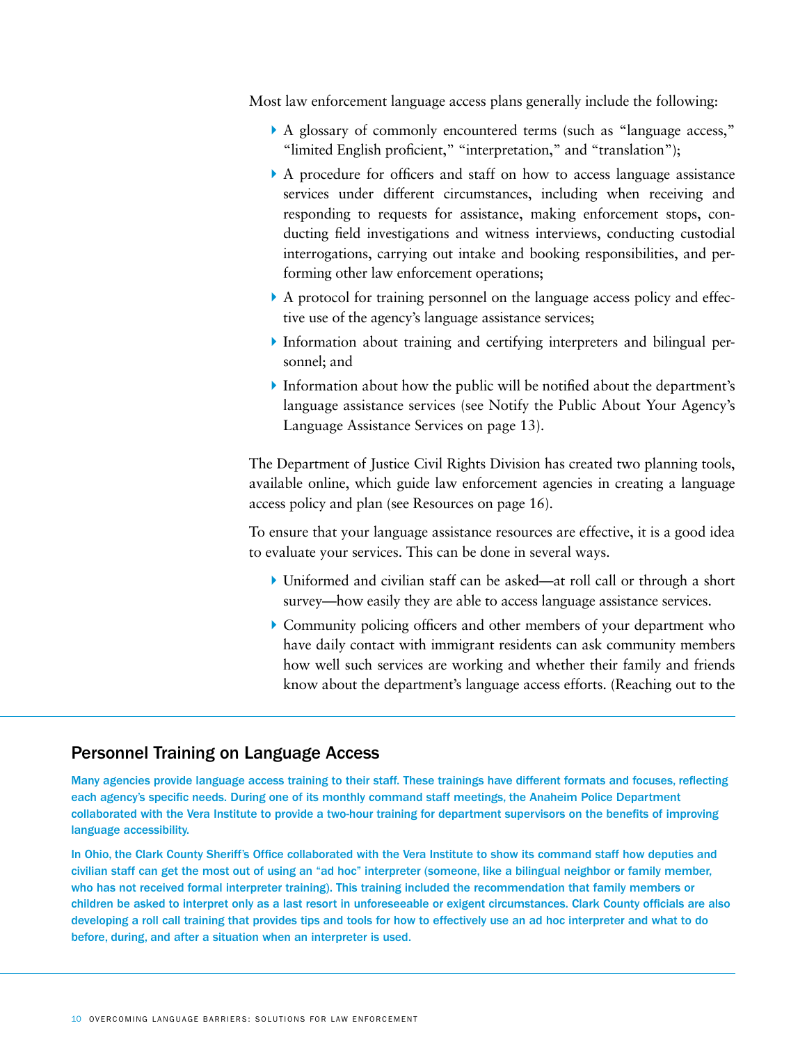Most law enforcement language access plans generally include the following:

- A glossary of commonly encountered terms (such as "language access," "limited English proficient," "interpretation," and "translation");
- A procedure for officers and staff on how to access language assistance services under different circumstances, including when receiving and responding to requests for assistance, making enforcement stops, conducting field investigations and witness interviews, conducting custodial interrogations, carrying out intake and booking responsibilities, and performing other law enforcement operations;
- A protocol for training personnel on the language access policy and effective use of the agency's language assistance services;
- Information about training and certifying interpreters and bilingual personnel; and
- Information about how the public will be notified about the department's language assistance services (see Notify the Public About Your Agency's Language Assistance Services on page 13).

The Department of Justice Civil Rights Division has created two planning tools, available online, which guide law enforcement agencies in creating a language access policy and plan (see Resources on page 16).

To ensure that your language assistance resources are effective, it is a good idea to evaluate your services. This can be done in several ways.

- Uniformed and civilian staff can be asked—at roll call or through a short survey—how easily they are able to access language assistance services.
- Community policing officers and other members of your department who have daily contact with immigrant residents can ask community members how well such services are working and whether their family and friends know about the department's language access efforts. (Reaching out to the

## Personnel Training on Language Access

Many agencies provide language access training to their staff. These trainings have different formats and focuses, reflecting each agency's specific needs. During one of its monthly command staff meetings, the Anaheim Police Department collaborated with the Vera Institute to provide a two-hour training for department supervisors on the benefits of improving language accessibility.

In Ohio, the Clark County Sheriff's Office collaborated with the Vera Institute to show its command staff how deputies and civilian staff can get the most out of using an "ad hoc" interpreter (someone, like a bilingual neighbor or family member, who has not received formal interpreter training). This training included the recommendation that family members or children be asked to interpret only as a last resort in unforeseeable or exigent circumstances. Clark County officials are also developing a roll call training that provides tips and tools for how to effectively use an ad hoc interpreter and what to do before, during, and after a situation when an interpreter is used.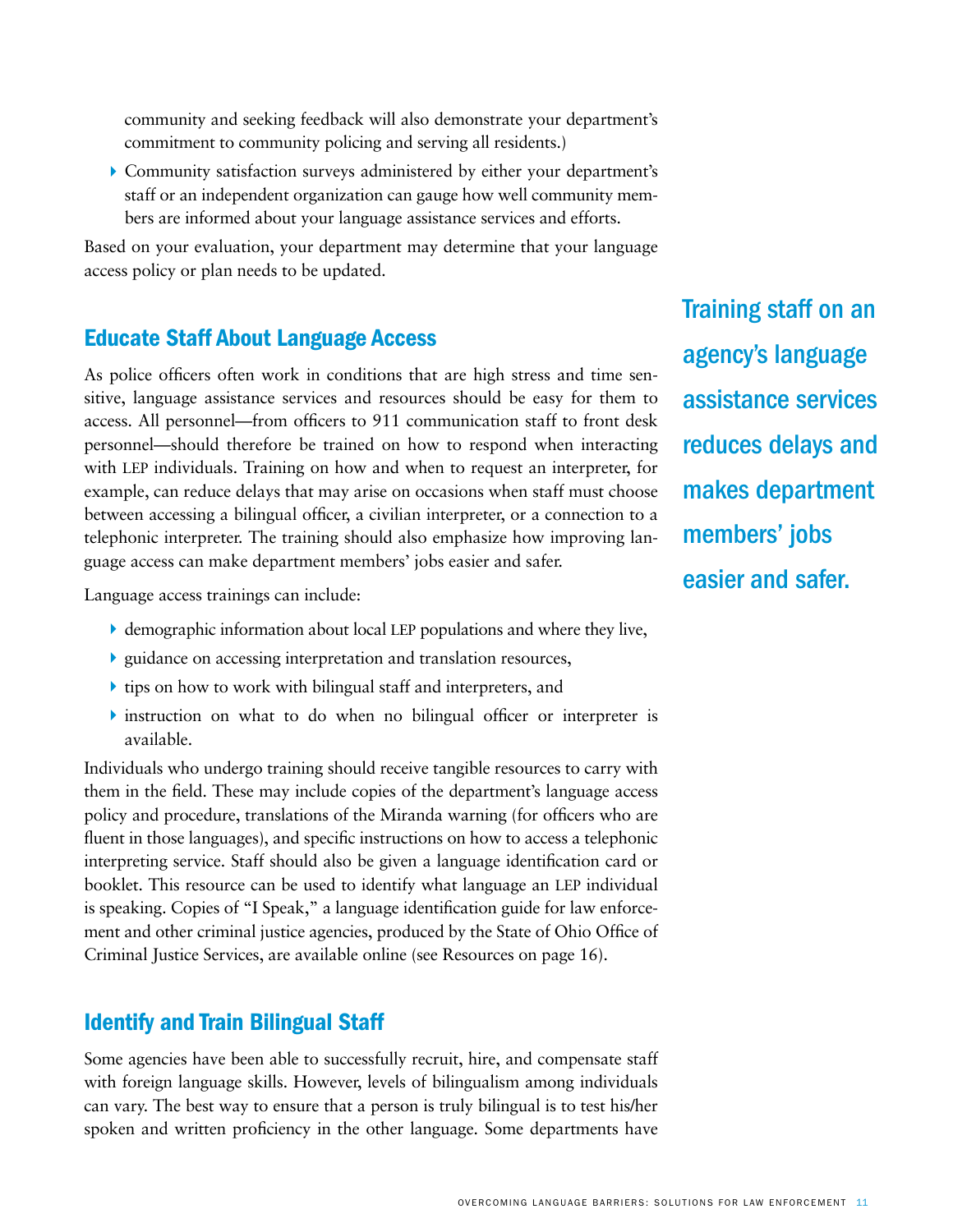community and seeking feedback will also demonstrate your department's commitment to community policing and serving all residents.)

- Community satisfaction surveys administered by either your department's staff or an independent organization can gauge how well community members are informed about your language assistance services and efforts.

Based on your evaluation, your department may determine that your language access policy or plan needs to be updated.

## Educate Staff About Language Access

As police officers often work in conditions that are high stress and time sensitive, language assistance services and resources should be easy for them to access. All personnel—from officers to 911 communication staff to front desk personnel—should therefore be trained on how to respond when interacting with LEP individuals. Training on how and when to request an interpreter, for example, can reduce delays that may arise on occasions when staff must choose between accessing a bilingual officer, a civilian interpreter, or a connection to a telephonic interpreter. The training should also emphasize how improving language access can make department members' jobs easier and safer.

**Training staff on an agency's language assistance services reduces delays and makes department members' jobs easier and safer.**

Language access trainings can include:

- demographic information about local LEP populations and where they live,
- guidance on accessing interpretation and translation resources,
- tips on how to work with bilingual staff and interpreters, and
- instruction on what to do when no bilingual officer or interpreter is available.

Individuals who undergo training should receive tangible resources to carry with them in the field. These may include copies of the department's language access policy and procedure, translations of the Miranda warning (for officers who are fluent in those languages), and specific instructions on how to access a telephonic interpreting service. Staff should also be given a language identification card or booklet. This resource can be used to identify what language an LEP individual is speaking. Copies of "I Speak," a language identification guide for law enforcement and other criminal justice agencies, produced by the State of Ohio Office of Criminal Justice Services, are available online (see Resources on page 16).

## Identify and Train Bilingual Staff

Some agencies have been able to successfully recruit, hire, and compensate staff with foreign language skills. However, levels of bilingualism among individuals can vary. The best way to ensure that a person is truly bilingual is to test his/her spoken and written proficiency in the other language. Some departments have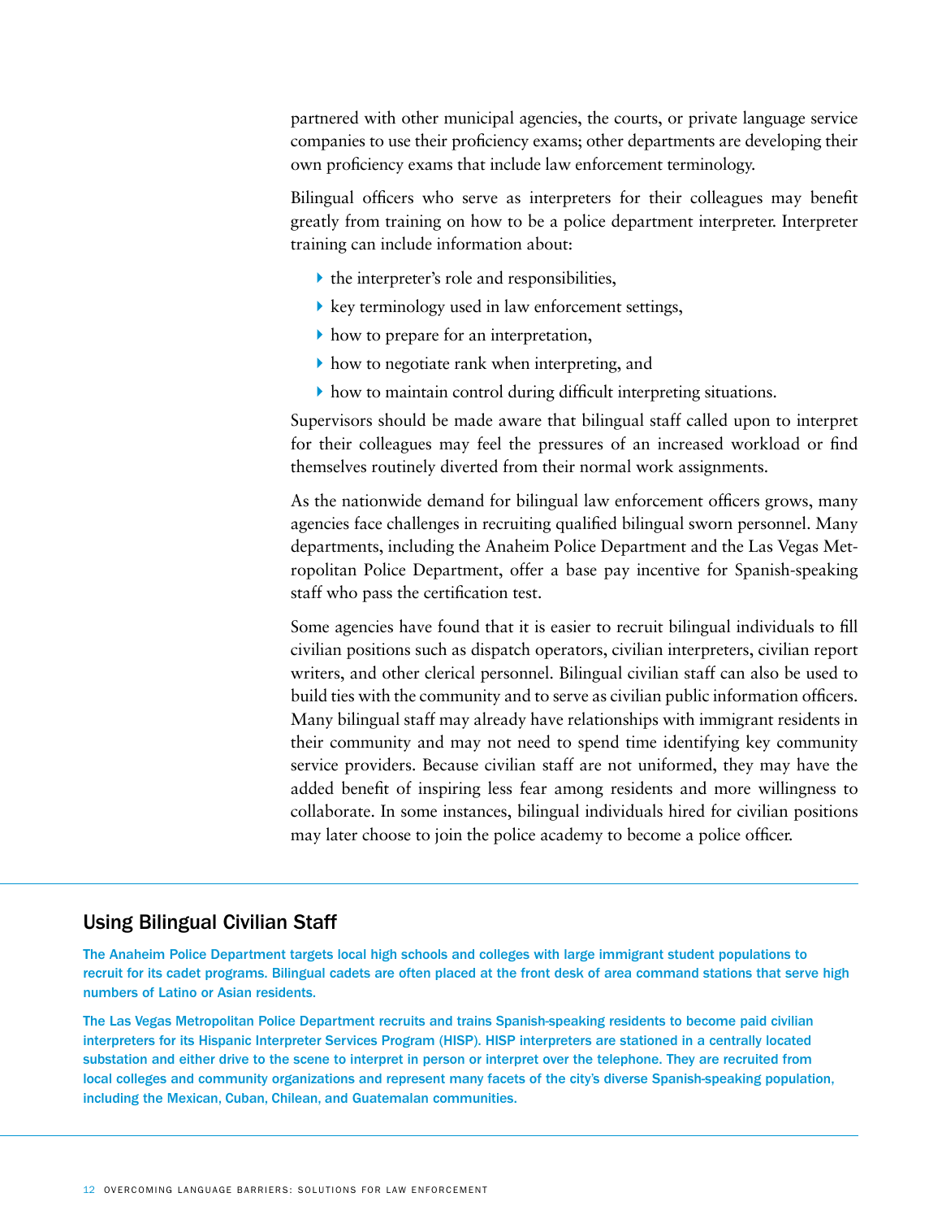partnered with other municipal agencies, the courts, or private language service companies to use their proficiency exams; other departments are developing their own proficiency exams that include law enforcement terminology.

Bilingual officers who serve as interpreters for their colleagues may benefit greatly from training on how to be a police department interpreter. Interpreter training can include information about:

- the interpreter's role and responsibilities,
- key terminology used in law enforcement settings,
- how to prepare for an interpretation,
- how to negotiate rank when interpreting, and
- how to maintain control during difficult interpreting situations.

Supervisors should be made aware that bilingual staff called upon to interpret for their colleagues may feel the pressures of an increased workload or find themselves routinely diverted from their normal work assignments.

As the nationwide demand for bilingual law enforcement officers grows, many agencies face challenges in recruiting qualified bilingual sworn personnel. Many departments, including the Anaheim Police Department and the Las Vegas Metropolitan Police Department, offer a base pay incentive for Spanish-speaking staff who pass the certification test.

Some agencies have found that it is easier to recruit bilingual individuals to fill civilian positions such as dispatch operators, civilian interpreters, civilian report writers, and other clerical personnel. Bilingual civilian staff can also be used to build ties with the community and to serve as civilian public information officers. Many bilingual staff may already have relationships with immigrant residents in their community and may not need to spend time identifying key community service providers. Because civilian staff are not uniformed, they may have the added benefit of inspiring less fear among residents and more willingness to collaborate. In some instances, bilingual individuals hired for civilian positions may later choose to join the police academy to become a police officer.

## Using Bilingual Civilian Staff

The Anaheim Police Department targets local high schools and colleges with large immigrant student populations to recruit for its cadet programs. Bilingual cadets are often placed at the front desk of area command stations that serve high numbers of Latino or Asian residents.

The Las Vegas Metropolitan Police Department recruits and trains Spanish-speaking residents to become paid civilian interpreters for its Hispanic Interpreter Services Program (HISP). HISP interpreters are stationed in a centrally located substation and either drive to the scene to interpret in person or interpret over the telephone. They are recruited from local colleges and community organizations and represent many facets of the city's diverse Spanish-speaking population, including the Mexican, Cuban, Chilean, and Guatemalan communities.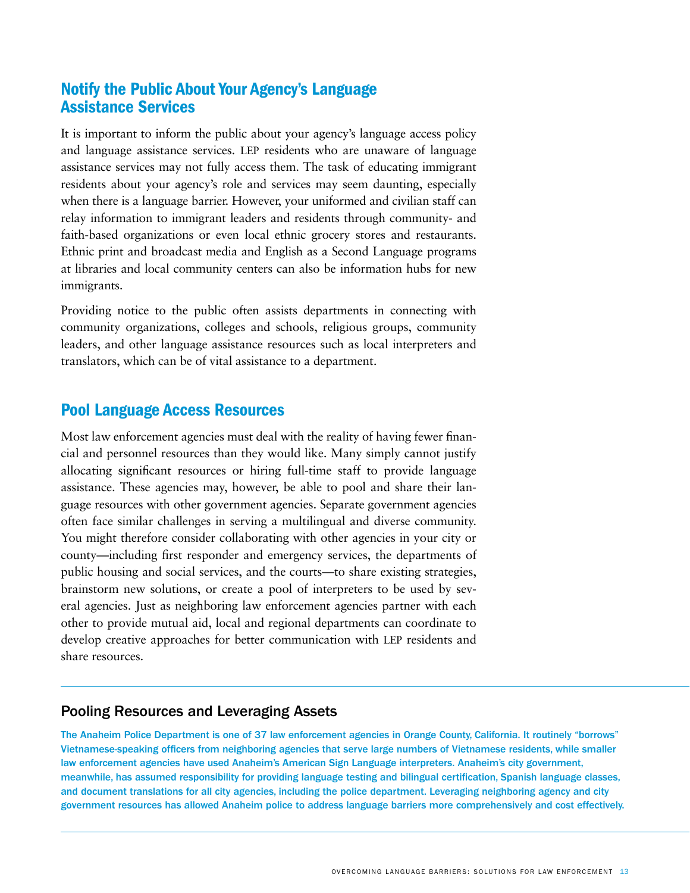## Notify the Public About Your Agency's Language Assistance Services

It is important to inform the public about your agency's language access policy and language assistance services. LEP residents who are unaware of language assistance services may not fully access them. The task of educating immigrant residents about your agency's role and services may seem daunting, especially when there is a language barrier. However, your uniformed and civilian staff can relay information to immigrant leaders and residents through community- and faith-based organizations or even local ethnic grocery stores and restaurants. Ethnic print and broadcast media and English as a Second Language programs at libraries and local community centers can also be information hubs for new immigrants.

Providing notice to the public often assists departments in connecting with community organizations, colleges and schools, religious groups, community leaders, and other language assistance resources such as local interpreters and translators, which can be of vital assistance to a department.

## Pool Language Access Resources

Most law enforcement agencies must deal with the reality of having fewer financial and personnel resources than they would like. Many simply cannot justify allocating significant resources or hiring full-time staff to provide language assistance. These agencies may, however, be able to pool and share their language resources with other government agencies. Separate government agencies often face similar challenges in serving a multilingual and diverse community. You might therefore consider collaborating with other agencies in your city or county—including first responder and emergency services, the departments of public housing and social services, and the courts—to share existing strategies, brainstorm new solutions, or create a pool of interpreters to be used by several agencies. Just as neighboring law enforcement agencies partner with each other to provide mutual aid, local and regional departments can coordinate to develop creative approaches for better communication with LEP residents and share resources.

---

### Pooling Resources and Leveraging Assets

The Anaheim Police Department is one of 37 law enforcement agencies in Orange County, California. It routinely "borrows" Vietnamese-speaking officers from neighboring agencies that serve large numbers of Vietnamese residents, while smaller law enforcement agencies have used Anaheim's American Sign Language interpreters. Anaheim's city government, meanwhile, has assumed responsibility for providing language testing and bilingual certification, Spanish language classes, and document translations for all city agencies, including the police department. Leveraging neighboring agency and city government resources has allowed Anaheim police to address language barriers more comprehensively and cost effectively.

---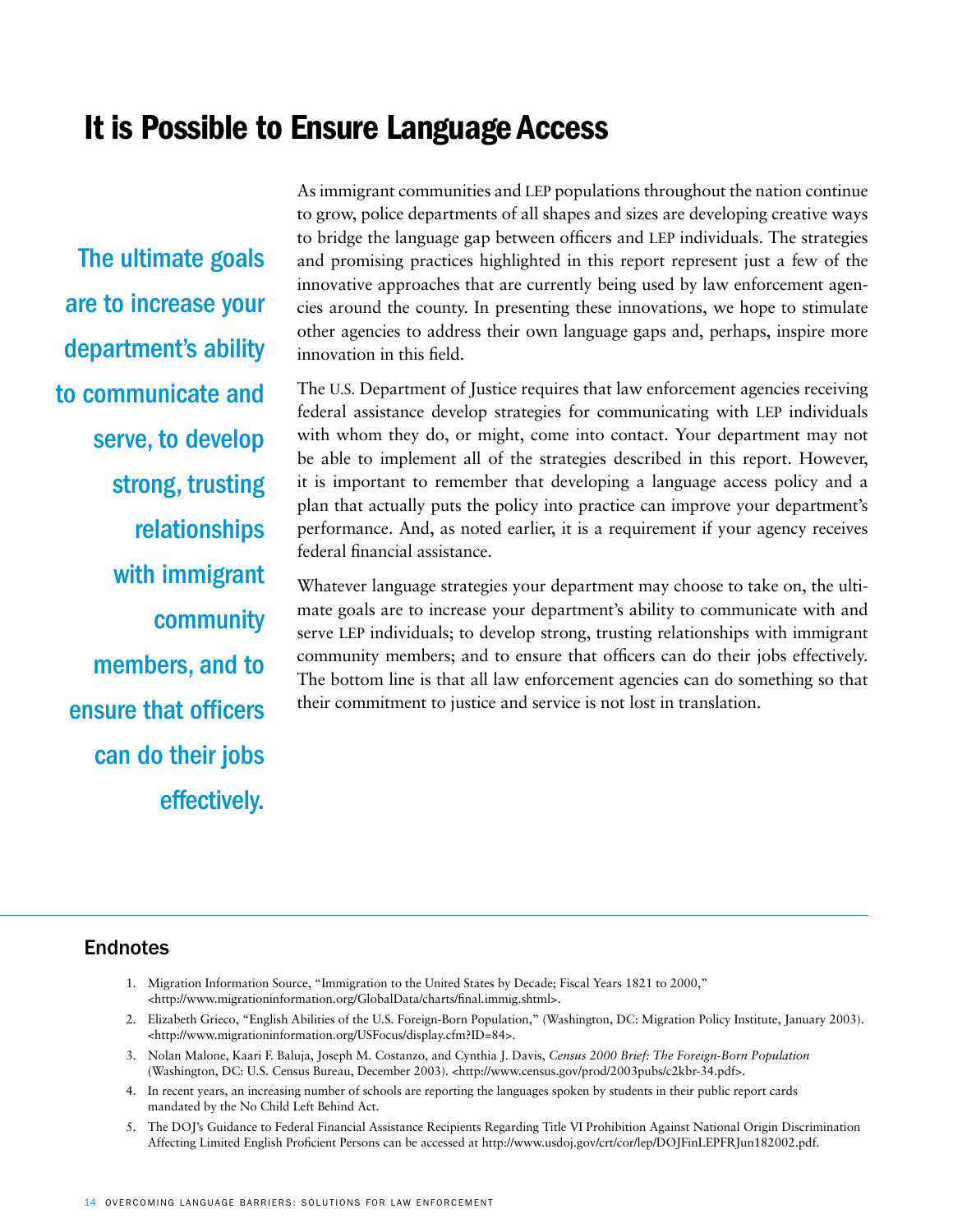# It is Possible to Ensure Language Access

**The ultimate goals are to increase your department's ability to communicate and serve, to develop strong, trusting relationships with immigrant community members, and to ensure that officers can do their jobs effectively.**

As immigrant communities and LEP populations throughout the nation continue to grow, police departments of all shapes and sizes are developing creative ways to bridge the language gap between officers and LEP individuals. The strategies and promising practices highlighted in this report represent just a few of the innovative approaches that are currently being used by law enforcement agencies around the county. In presenting these innovations, we hope to stimulate other agencies to address their own language gaps and, perhaps, inspire more innovation in this field.

The U.S. Department of Justice requires that law enforcement agencies receiving federal assistance develop strategies for communicating with LEP individuals with whom they do, or might, come into contact. Your department may not be able to implement all of the strategies described in this report. However, it is important to remember that developing a language access policy and a plan that actually puts the policy into practice can improve your department's performance. And, as noted earlier, it is a requirement if your agency receives federal financial assistance.

Whatever language strategies your department may choose to take on, the ultimate goals are to increase your department's ability to communicate with and serve LEP individuals; to develop strong, trusting relationships with immigrant community members; and to ensure that officers can do their jobs effectively. The bottom line is that all law enforcement agencies can do something so that their commitment to justice and service is not lost in translation.

## Endnotes

1. Migration Information Source, "Immigration to the United States by Decade; Fiscal Years 1821 to 2000," <http://www.migrationinformation.org/GlobalData/charts/final.immig.shtml>.
2. Elizabeth Grieco, "English Abilities of the U.S. Foreign-Born Population," (Washington, DC: Migration Policy Institute, January 2003). <http://www.migrationinformation.org/USFocus/display.cfm?ID=84>.
3. Nolan Malone, Kaari F. Baluja, Joseph M. Costanzo, and Cynthia J. Davis, *Census 2000 Brief: The Foreign-Born Population* (Washington, DC: U.S. Census Bureau, December 2003). <http://www.census.gov/prod/2003pubs/c2kbr-34.pdf>.
4. In recent years, an increasing number of schools are reporting the languages spoken by students in their public report cards mandated by the No Child Left Behind Act.
5. The DOJ's Guidance to Federal Financial Assistance Recipients Regarding Title VI Prohibition Against National Origin Discrimination Affecting Limited English Proficient Persons can be accessed at http://www.usdoj.gov/crt/cor/lep/DOJFinLEPFRJun182002.pdf.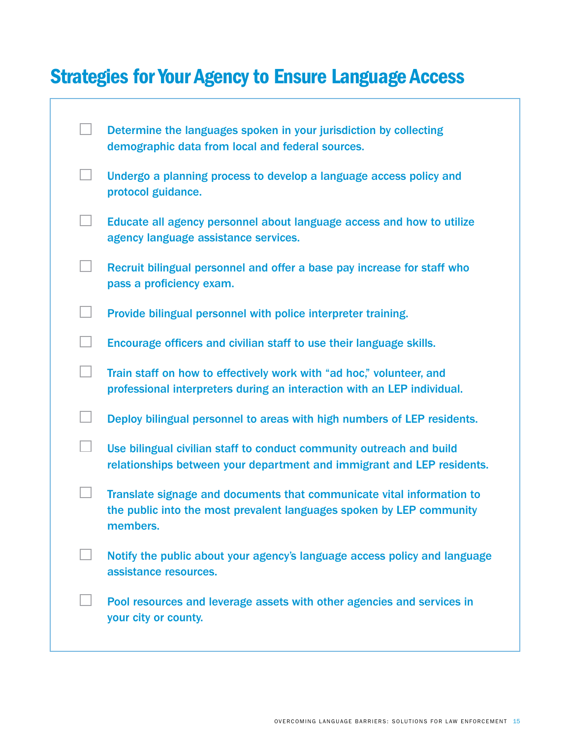# Strategies for Your Agency to Ensure Language Access

- [ ] Determine the languages spoken in your jurisdiction by collecting demographic data from local and federal sources.
- [ ] Undergo a planning process to develop a language access policy and protocol guidance.
- [ ] Educate all agency personnel about language access and how to utilize agency language assistance services.
- [ ] Recruit bilingual personnel and offer a base pay increase for staff who pass a proficiency exam.
- [ ] Provide bilingual personnel with police interpreter training.
- [ ] Encourage officers and civilian staff to use their language skills.
- [ ] Train staff on how to effectively work with "ad hoc," volunteer, and professional interpreters during an interaction with an LEP individual.
- [ ] Deploy bilingual personnel to areas with high numbers of LEP residents.
- [ ] Use bilingual civilian staff to conduct community outreach and build relationships between your department and immigrant and LEP residents.
- [ ] Translate signage and documents that communicate vital information to the public into the most prevalent languages spoken by LEP community members.
- [ ] Notify the public about your agency's language access policy and language assistance resources.
- [ ] Pool resources and leverage assets with other agencies and services in your city or county.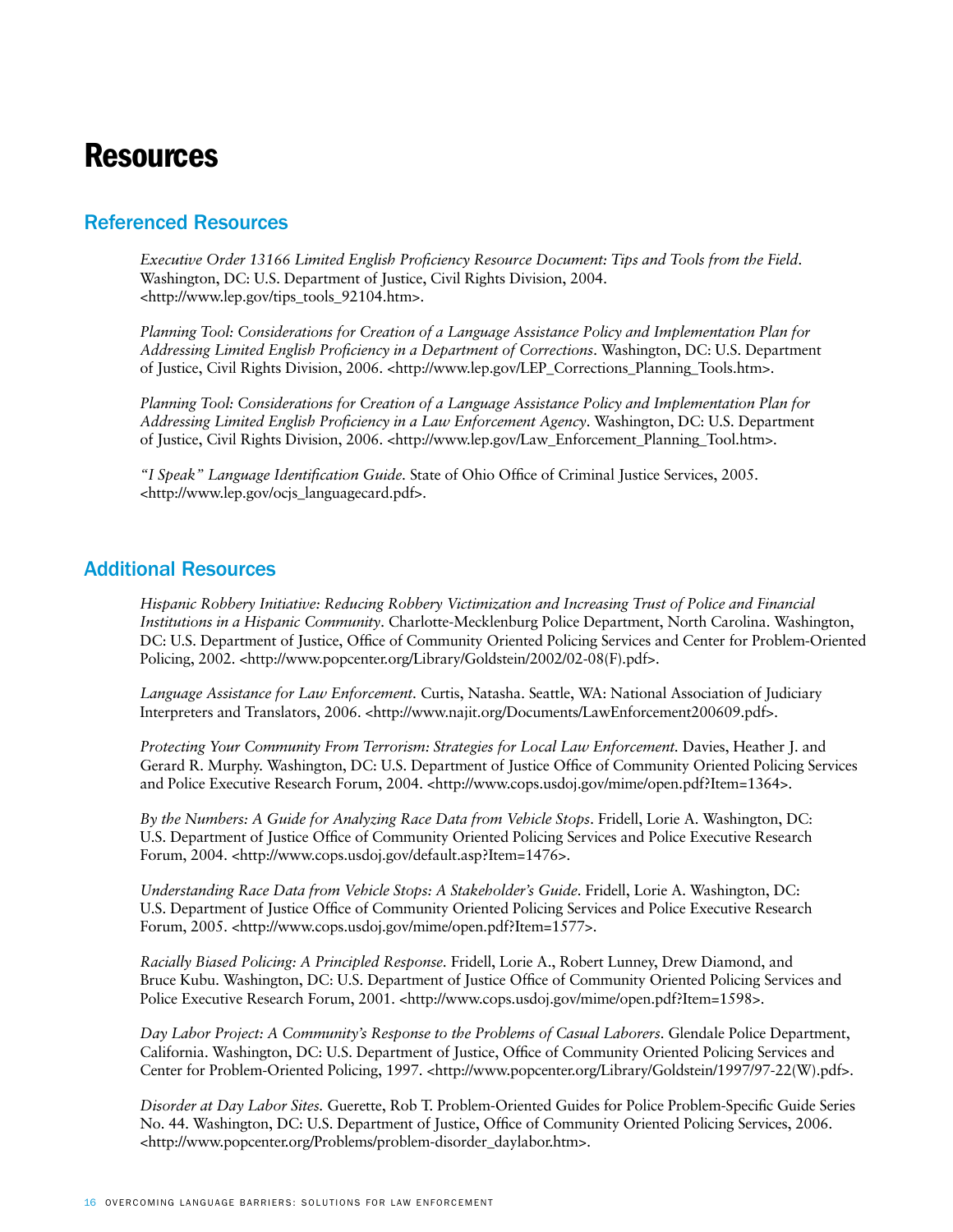# Resources

## Referenced Resources

*Executive Order 13166 Limited English Proficiency Resource Document: Tips and Tools from the Field*. Washington, DC: U.S. Department of Justice, Civil Rights Division, 2004. <http://www.lep.gov/tips_tools_92104.htm>.

*Planning Tool: Considerations for Creation of a Language Assistance Policy and Implementation Plan for Addressing Limited English Proficiency in a Department of Corrections*. Washington, DC: U.S. Department of Justice, Civil Rights Division, 2006. <http://www.lep.gov/LEP_Corrections_Planning_Tools.htm>.

*Planning Tool: Considerations for Creation of a Language Assistance Policy and Implementation Plan for Addressing Limited English Proficiency in a Law Enforcement Agency*. Washington, DC: U.S. Department of Justice, Civil Rights Division, 2006. <http://www.lep.gov/Law_Enforcement_Planning_Tool.htm>.

*"I Speak" Language Identification Guide*. State of Ohio Office of Criminal Justice Services, 2005. <http://www.lep.gov/ocjs_languagecard.pdf>.

## Additional Resources

*Hispanic Robbery Initiative: Reducing Robbery Victimization and Increasing Trust of Police and Financial Institutions in a Hispanic Community*. Charlotte-Mecklenburg Police Department, North Carolina. Washington, DC: U.S. Department of Justice, Office of Community Oriented Policing Services and Center for Problem-Oriented Policing, 2002. <http://www.popcenter.org/Library/Goldstein/2002/02-08(F).pdf>.

*Language Assistance for Law Enforcement*. Curtis, Natasha. Seattle, WA: National Association of Judiciary Interpreters and Translators, 2006. <http://www.najit.org/Documents/LawEnforcement200609.pdf>.

*Protecting Your Community From Terrorism: Strategies for Local Law Enforcement*. Davies, Heather J. and Gerard R. Murphy. Washington, DC: U.S. Department of Justice Office of Community Oriented Policing Services and Police Executive Research Forum, 2004. <http://www.cops.usdoj.gov/mime/open.pdf?Item=1364>.

*By the Numbers: A Guide for Analyzing Race Data from Vehicle Stops*. Fridell, Lorie A. Washington, DC: U.S. Department of Justice Office of Community Oriented Policing Services and Police Executive Research Forum, 2004. <http://www.cops.usdoj.gov/default.asp?Item=1476>.

*Understanding Race Data from Vehicle Stops: A Stakeholder's Guide*. Fridell, Lorie A. Washington, DC: U.S. Department of Justice Office of Community Oriented Policing Services and Police Executive Research Forum, 2005. <http://www.cops.usdoj.gov/mime/open.pdf?Item=1577>.

*Racially Biased Policing: A Principled Response*. Fridell, Lorie A., Robert Lunney, Drew Diamond, and Bruce Kubu. Washington, DC: U.S. Department of Justice Office of Community Oriented Policing Services and Police Executive Research Forum, 2001. <http://www.cops.usdoj.gov/mime/open.pdf?Item=1598>.

*Day Labor Project: A Community's Response to the Problems of Casual Laborers*. Glendale Police Department, California. Washington, DC: U.S. Department of Justice, Office of Community Oriented Policing Services and Center for Problem-Oriented Policing, 1997. <http://www.popcenter.org/Library/Goldstein/1997/97-22(W).pdf>.

*Disorder at Day Labor Sites*. Guerette, Rob T. Problem-Oriented Guides for Police Problem-Specific Guide Series No. 44. Washington, DC: U.S. Department of Justice, Office of Community Oriented Policing Services, 2006. <http://www.popcenter.org/Problems/problem-disorder_daylabor.htm>.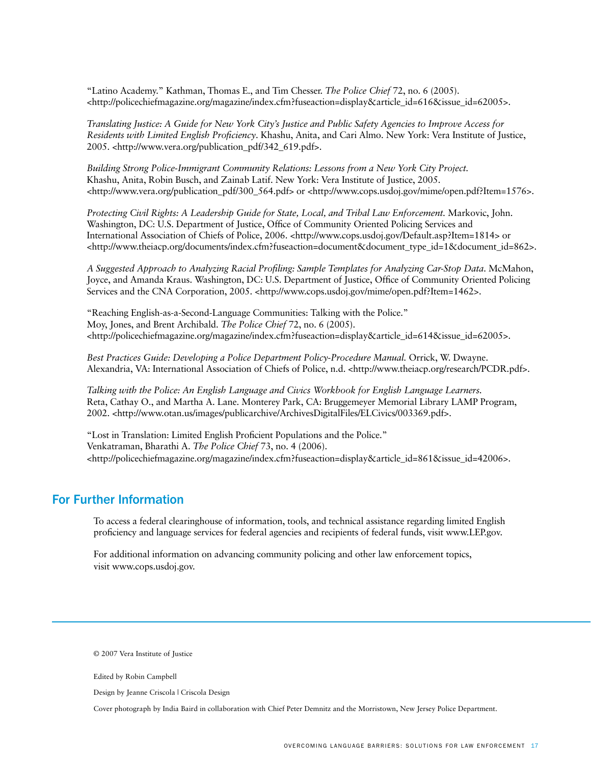"Latino Academy." Kathman, Thomas E., and Tim Chesser. *The Police Chief* 72, no. 6 (2005). <http://policechiefmagazine.org/magazine/index.cfm?fuseaction=display&article_id=616&issue_id=62005>.

*Translating Justice: A Guide for New York City's Justice and Public Safety Agencies to Improve Access for Residents with Limited English Proficiency*. Khashu, Anita, and Cari Almo. New York: Vera Institute of Justice, 2005. <http://www.vera.org/publication_pdf/342_619.pdf>.

*Building Strong Police-Immigrant Community Relations: Lessons from a New York City Project.* Khashu, Anita, Robin Busch, and Zainab Latif. New York: Vera Institute of Justice, 2005. <http://www.vera.org/publication_pdf/300_564.pdf> or <http://www.cops.usdoj.gov/mime/open.pdf?Item=1576>.

*Protecting Civil Rights: A Leadership Guide for State, Local, and Tribal Law Enforcement.* Markovic, John. Washington, DC: U.S. Department of Justice, Office of Community Oriented Policing Services and International Association of Chiefs of Police, 2006. <http://www.cops.usdoj.gov/Default.asp?Item=1814> or <http://www.theiacp.org/documents/index.cfm?fuseaction=document&document_type_id=1&document_id=862>.

*A Suggested Approach to Analyzing Racial Profiling: Sample Templates for Analyzing Car-Stop Data*. McMahon, Joyce, and Amanda Kraus. Washington, DC: U.S. Department of Justice, Office of Community Oriented Policing Services and the CNA Corporation, 2005. <http://www.cops.usdoj.gov/mime/open.pdf?Item=1462>.

"Reaching English-as-a-Second-Language Communities: Talking with the Police." Moy, Jones, and Brent Archibald. *The Police Chief* 72, no. 6 (2005). <http://policechiefmagazine.org/magazine/index.cfm?fuseaction=display&article_id=614&issue_id=62005>.

*Best Practices Guide: Developing a Police Department Policy-Procedure Manual.* Orrick, W. Dwayne. Alexandria, VA: International Association of Chiefs of Police, n.d. <http://www.theiacp.org/research/PCDR.pdf>.

*Talking with the Police: An English Language and Civics Workbook for English Language Learners.* Reta, Cathay O., and Martha A. Lane. Monterey Park, CA: Bruggemeyer Memorial Library LAMP Program, 2002. <http://www.otan.us/images/publicarchive/ArchivesDigitalFiles/ELCivics/003369.pdf>.

"Lost in Translation: Limited English Proficient Populations and the Police." Venkatraman, Bharathi A. *The Police Chief* 73, no. 4 (2006). <http://policechiefmagazine.org/magazine/index.cfm?fuseaction=display&article_id=861&issue_id=42006>.

## For Further Information

To access a federal clearinghouse of information, tools, and technical assistance regarding limited English proficiency and language services for federal agencies and recipients of federal funds, visit www.LEP.gov.

For additional information on advancing community policing and other law enforcement topics, visit www.cops.usdoj.gov.

© 2007 Vera Institute of Justice

Edited by Robin Campbell

Design by Jeanne Criscola | Criscola Design

Cover photograph by India Baird in collaboration with Chief Peter Demnitz and the Morristown, New Jersey Police Department.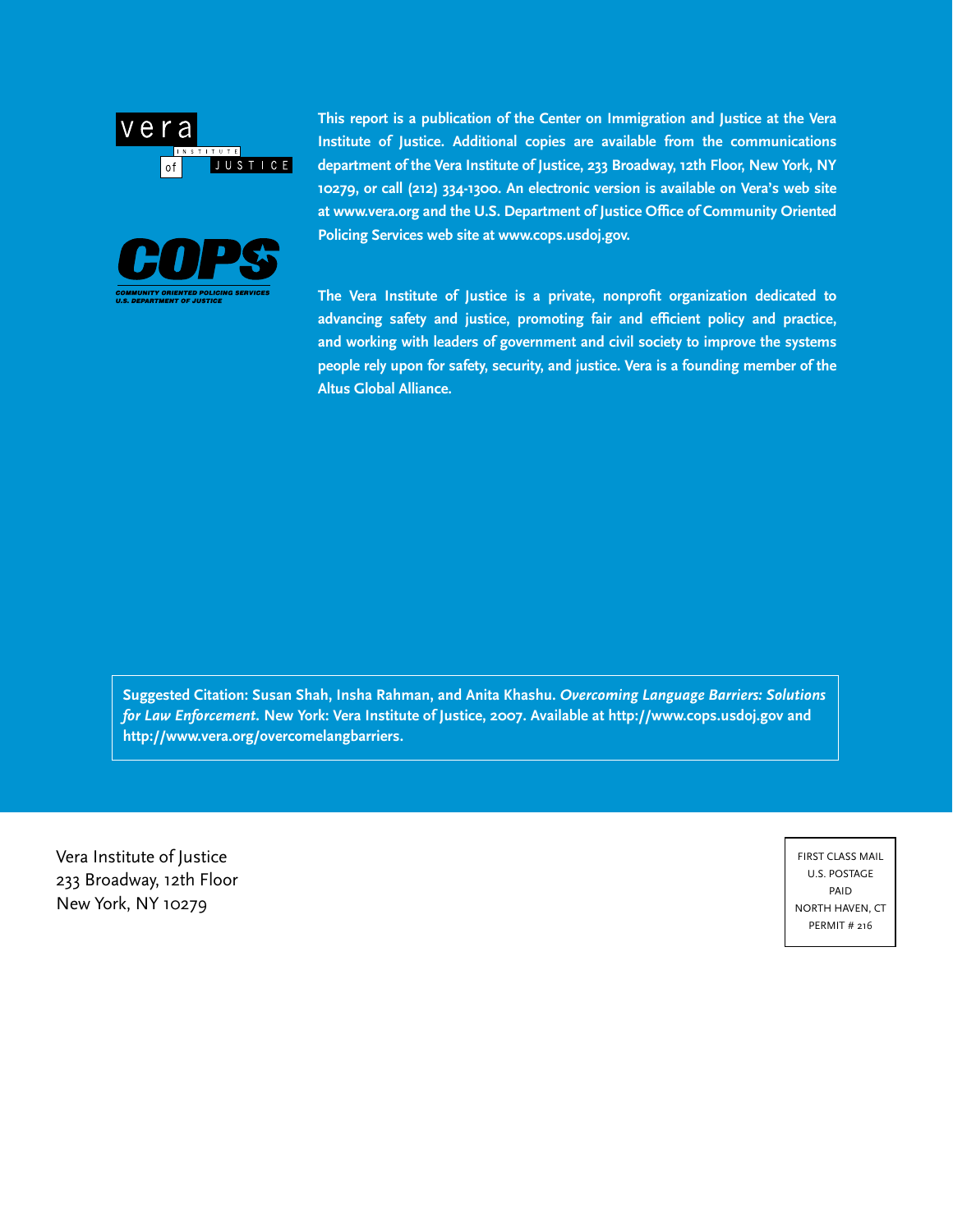vera institute of justice

COPS
COMMUNITY ORIENTED POLICING SERVICES
U.S. DEPARTMENT OF JUSTICE

**This report is a publication of the Center on Immigration and Justice at the Vera Institute of Justice. Additional copies are available from the communications department of the Vera Institute of Justice, 233 Broadway, 12th Floor, New York, NY 10279, or call (212) 334-1300. An electronic version is available on Vera's web site at www.vera.org and the U.S. Department of Justice Office of Community Oriented Policing Services web site at www.cops.usdoj.gov.**

**The Vera Institute of Justice is a private, nonprofit organization dedicated to advancing safety and justice, promoting fair and efficient policy and practice, and working with leaders of government and civil society to improve the systems people rely upon for safety, security, and justice. Vera is a founding member of the Altus Global Alliance.**

**Suggested Citation: Susan Shah, Insha Rahman, and Anita Khashu. *Overcoming Language Barriers: Solutions for Law Enforcement.* New York: Vera Institute of Justice, 2007. Available at http://www.cops.usdoj.gov and http://www.vera.org/overcomelangbarriers.**

Vera Institute of Justice
233 Broadway, 12th Floor
New York, NY 10279

FIRST CLASS MAIL
U.S. POSTAGE
PAID
NORTH HAVEN, CT
PERMIT # 216